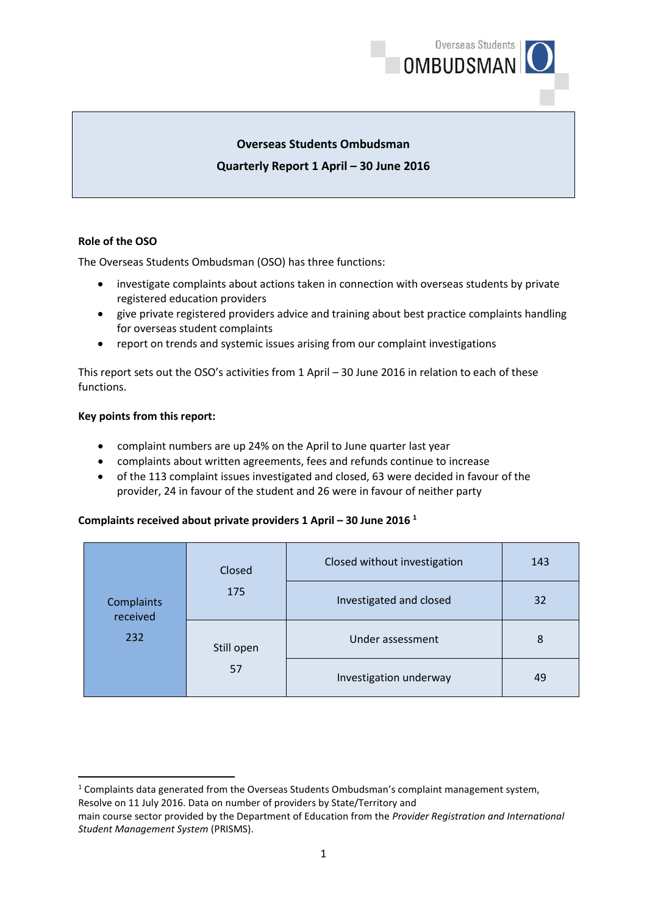# Overseas Students Ombudsman

## Quarterly Report 1 April – 30 June 2016

### Role of the OSO

The Overseas Students Ombudsman (OSO) has three functions:

- investigate complaints about actions taken in connection with overseas students by private registered education providers
- give private registered providers advice and training about best practice complaints handling for overseas student complaints
- report on trends and systemic issues arising from our complaint investigations

This report sets out the OSO's activities from 1 April – 30 June 2016 in relation to each of these functions.

### Key points from this report:

- complaint numbers are up 24% on the April to June quarter last year
- complaints about written agreements, fees and refunds continue to increase
- of the 113 complaint issues investigated and closed, 63 were decided in favour of the provider, 24 in favour of the student and 26 were in favour of neither party

### Complaints received about private providers 1 April – 30 June 2016 [1]

| Complaints received | Status | Category | Number |
|---|---|---|---|
| 232 | Closed 175 | Closed without investigation | 143 |
| | | Investigated and closed | 32 |
| | Still open 57 | Under assessment | 8 |
| | | Investigation underway | 49 |

---

[1] Complaints data generated from the Overseas Students Ombudsman's complaint management system, Resolve on 11 July 2016. Data on number of providers by State/Territory and main course sector provided by the Department of Education from the *Provider Registration and International Student Management System* (PRISMS).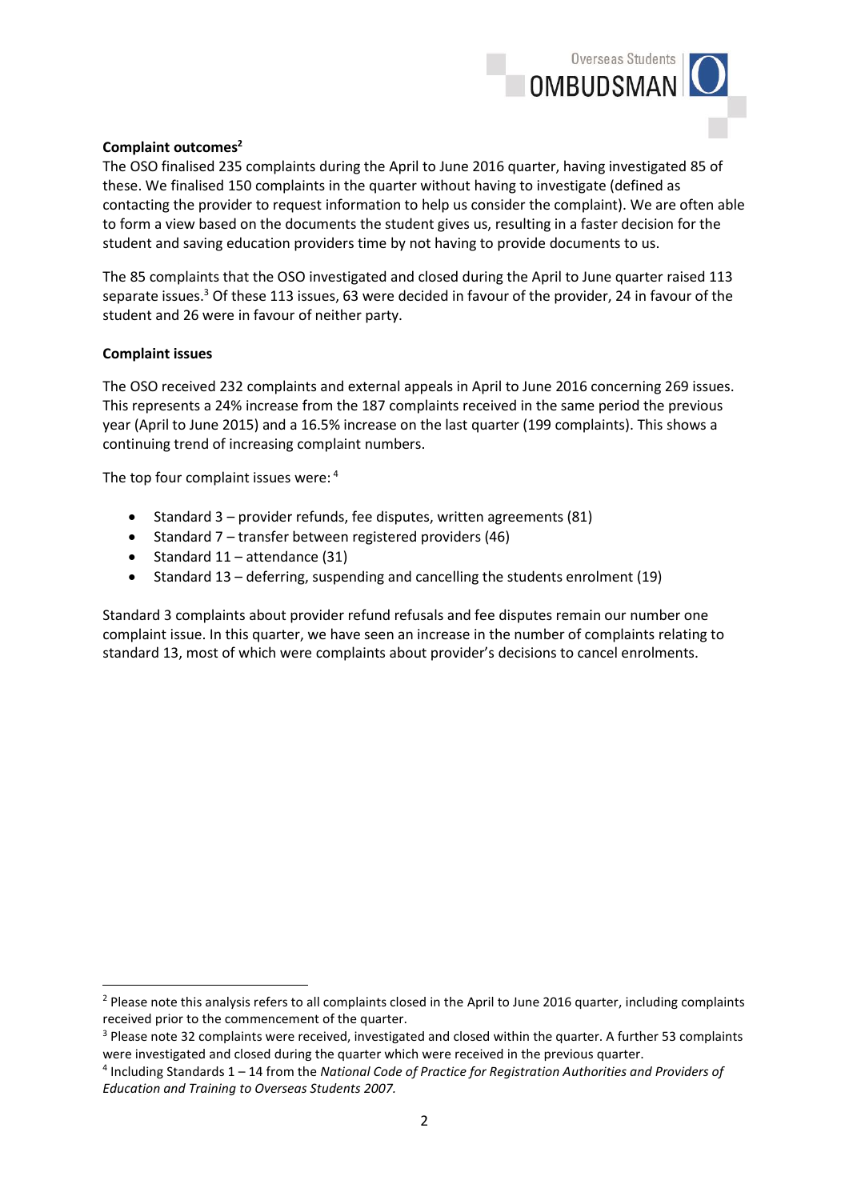**Complaint outcomes**[2]

The OSO finalised 235 complaints during the April to June 2016 quarter, having investigated 85 of these. We finalised 150 complaints in the quarter without having to investigate (defined as contacting the provider to request information to help us consider the complaint). We are often able to form a view based on the documents the student gives us, resulting in a faster decision for the student and saving education providers time by not having to provide documents to us.

The 85 complaints that the OSO investigated and closed during the April to June quarter raised 113 separate issues.[3] Of these 113 issues, 63 were decided in favour of the provider, 24 in favour of the student and 26 were in favour of neither party.

**Complaint issues**

The OSO received 232 complaints and external appeals in April to June 2016 concerning 269 issues. This represents a 24% increase from the 187 complaints received in the same period the previous year (April to June 2015) and a 16.5% increase on the last quarter (199 complaints). This shows a continuing trend of increasing complaint numbers.

The top four complaint issues were: [4]

- Standard 3 – provider refunds, fee disputes, written agreements (81)
- Standard 7 – transfer between registered providers (46)
- Standard 11 – attendance (31)
- Standard 13 – deferring, suspending and cancelling the students enrolment (19)

Standard 3 complaints about provider refund refusals and fee disputes remain our number one complaint issue. In this quarter, we have seen an increase in the number of complaints relating to standard 13, most of which were complaints about provider's decisions to cancel enrolments.

---

[2] Please note this analysis refers to all complaints closed in the April to June 2016 quarter, including complaints received prior to the commencement of the quarter.

[3] Please note 32 complaints were received, investigated and closed within the quarter. A further 53 complaints were investigated and closed during the quarter which were received in the previous quarter.

[4] Including Standards 1 – 14 from the *National Code of Practice for Registration Authorities and Providers of Education and Training to Overseas Students 2007.*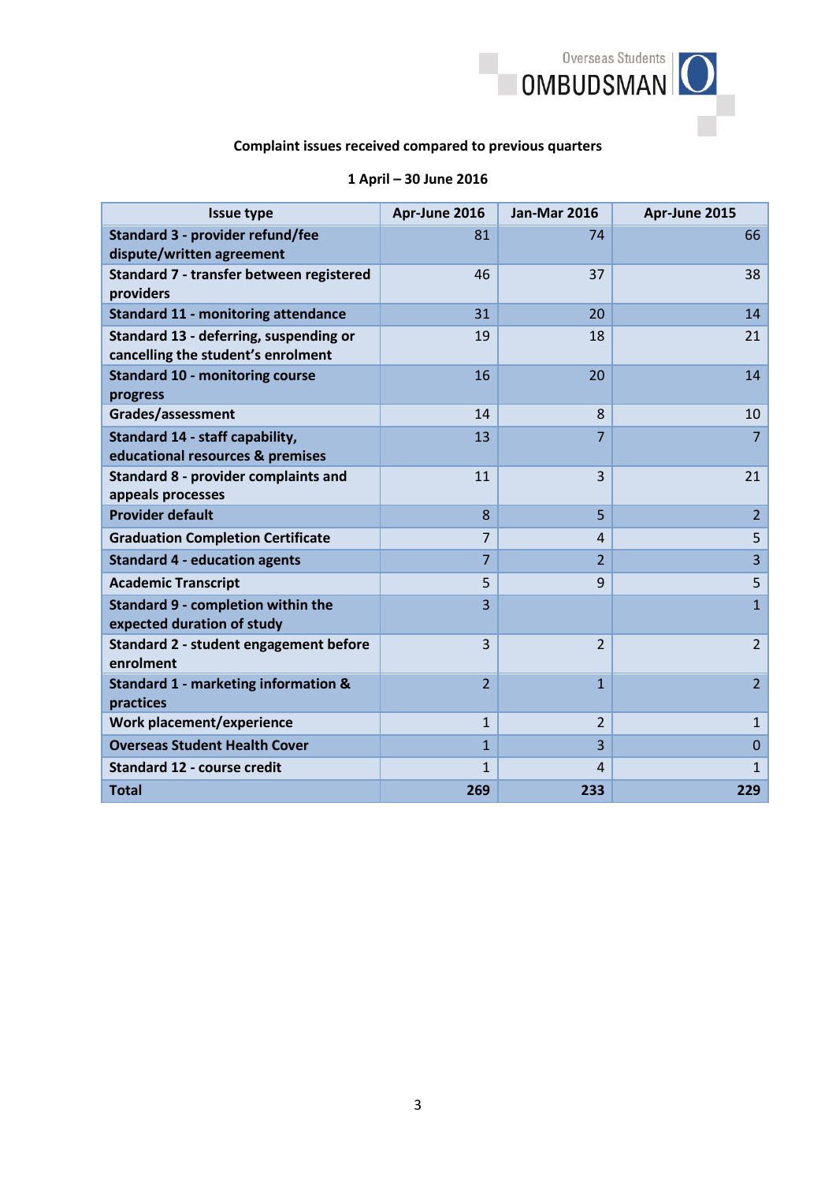**Complaint issues received compared to previous quarters**

**1 April – 30 June 2016**

| Issue type | Apr-June 2016 | Jan-Mar 2016 | Apr-June 2015 |
|---|---|---|---|
| Standard 3 - provider refund/fee dispute/written agreement | 81 | 74 | 66 |
| Standard 7 - transfer between registered providers | 46 | 37 | 38 |
| Standard 11 - monitoring attendance | 31 | 20 | 14 |
| Standard 13 - deferring, suspending or cancelling the student's enrolment | 19 | 18 | 21 |
| Standard 10 - monitoring course progress | 16 | 20 | 14 |
| Grades/assessment | 14 | 8 | 10 |
| Standard 14 - staff capability, educational resources & premises | 13 | 7 | 7 |
| Standard 8 - provider complaints and appeals processes | 11 | 3 | 21 |
| Provider default | 8 | 5 | 2 |
| Graduation Completion Certificate | 7 | 4 | 5 |
| Standard 4 - education agents | 7 | 2 | 3 |
| Academic Transcript | 5 | 9 | 5 |
| Standard 9 - completion within the expected duration of study | 3 | | 1 |
| Standard 2 - student engagement before enrolment | 3 | 2 | 2 |
| Standard 1 - marketing information & practices | 2 | 1 | 2 |
| Work placement/experience | 1 | 2 | 1 |
| Overseas Student Health Cover | 1 | 3 | 0 |
| Standard 12 - course credit | 1 | 4 | 1 |
| **Total** | **269** | **233** | **229** |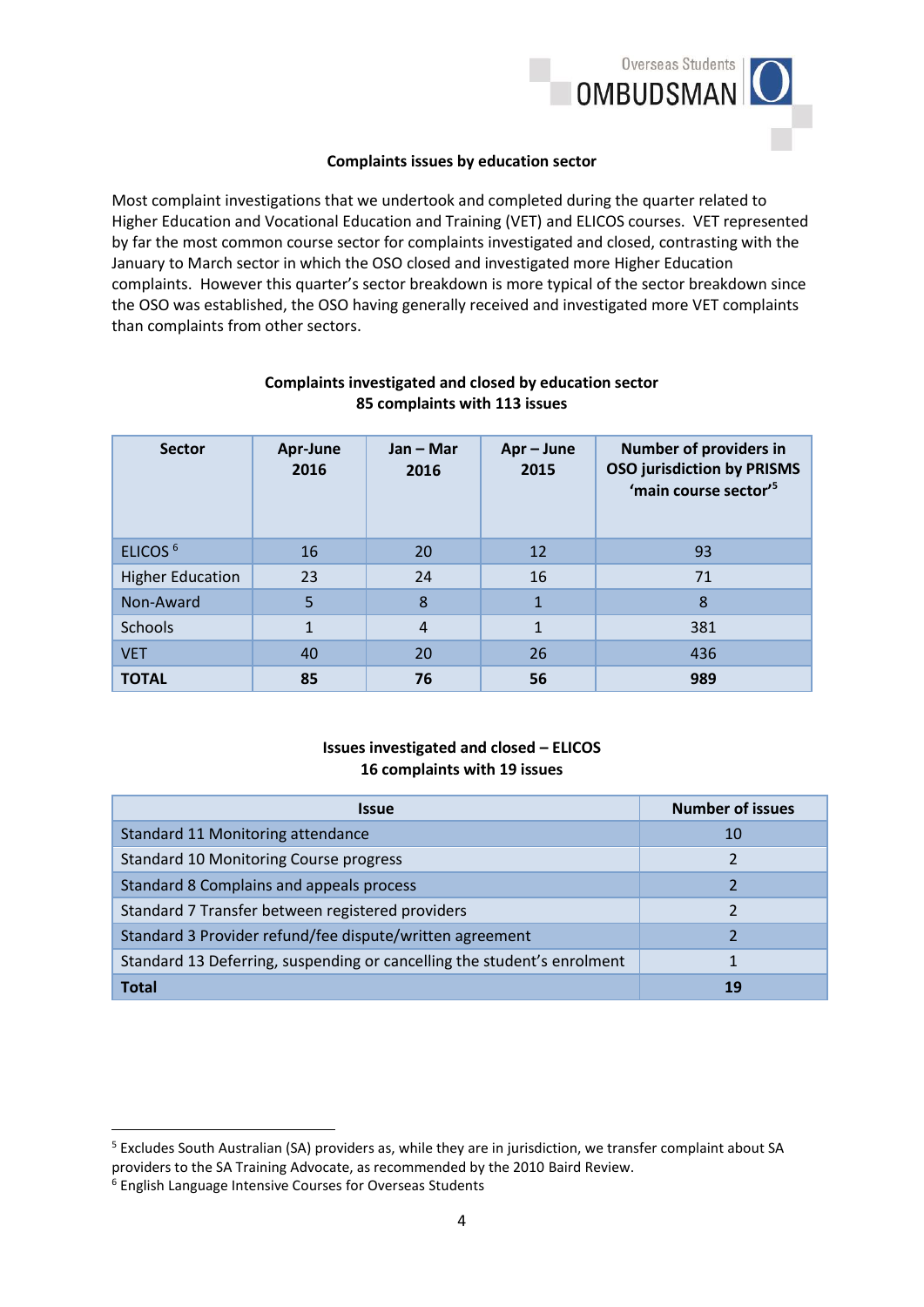### Complaints issues by education sector

Most complaint investigations that we undertook and completed during the quarter related to Higher Education and Vocational Education and Training (VET) and ELICOS courses. VET represented by far the most common course sector for complaints investigated and closed, contrasting with the January to March sector in which the OSO closed and investigated more Higher Education complaints. However this quarter's sector breakdown is more typical of the sector breakdown since the OSO was established, the OSO having generally received and investigated more VET complaints than complaints from other sectors.

**Complaints investigated and closed by education sector**
**85 complaints with 113 issues**

| Sector | Apr-June 2016 | Jan – Mar 2016 | Apr – June 2015 | Number of providers in OSO jurisdiction by PRISMS 'main course sector'[5] |
|---|---|---|---|---|
| ELICOS [6] | 16 | 20 | 12 | 93 |
| Higher Education | 23 | 24 | 16 | 71 |
| Non-Award | 5 | 8 | 1 | 8 |
| Schools | 1 | 4 | 1 | 381 |
| VET | 40 | 20 | 26 | 436 |
| **TOTAL** | **85** | **76** | **56** | **989** |

**Issues investigated and closed – ELICOS**
**16 complaints with 19 issues**

| Issue | Number of issues |
|---|---|
| Standard 11 Monitoring attendance | 10 |
| Standard 10 Monitoring Course progress | 2 |
| Standard 8 Complains and appeals process | 2 |
| Standard 7 Transfer between registered providers | 2 |
| Standard 3 Provider refund/fee dispute/written agreement | 2 |
| Standard 13 Deferring, suspending or cancelling the student's enrolment | 1 |
| **Total** | **19** |

[5] Excludes South Australian (SA) providers as, while they are in jurisdiction, we transfer complaint about SA providers to the SA Training Advocate, as recommended by the 2010 Baird Review.

[6] English Language Intensive Courses for Overseas Students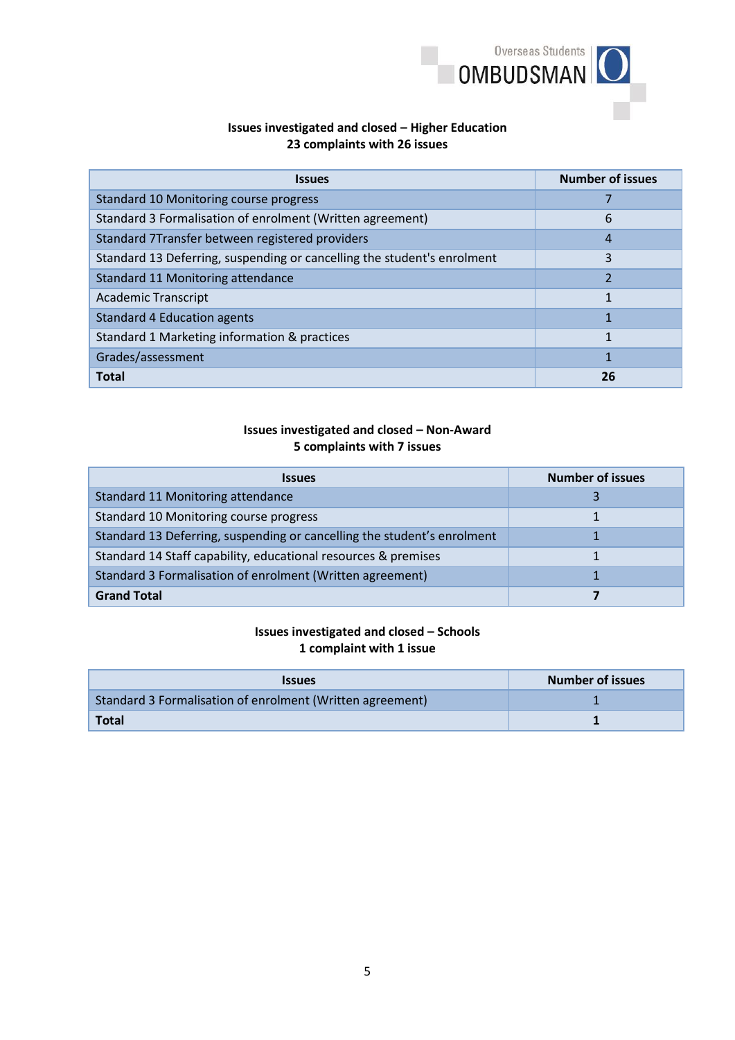**Issues investigated and closed – Higher Education**
**23 complaints with 26 issues**

| Issues | Number of issues |
|---|---|
| Standard 10 Monitoring course progress | 7 |
| Standard 3 Formalisation of enrolment (Written agreement) | 6 |
| Standard 7Transfer between registered providers | 4 |
| Standard 13 Deferring, suspending or cancelling the student's enrolment | 3 |
| Standard 11 Monitoring attendance | 2 |
| Academic Transcript | 1 |
| Standard 4 Education agents | 1 |
| Standard 1 Marketing information & practices | 1 |
| Grades/assessment | 1 |
| **Total** | **26** |

**Issues investigated and closed – Non-Award**
**5 complaints with 7 issues**

| Issues | Number of issues |
|---|---|
| Standard 11 Monitoring attendance | 3 |
| Standard 10 Monitoring course progress | 1 |
| Standard 13 Deferring, suspending or cancelling the student's enrolment | 1 |
| Standard 14 Staff capability, educational resources & premises | 1 |
| Standard 3 Formalisation of enrolment (Written agreement) | 1 |
| **Grand Total** | **7** |

**Issues investigated and closed – Schools**
**1 complaint with 1 issue**

| Issues | Number of issues |
|---|---|
| Standard 3 Formalisation of enrolment (Written agreement) | 1 |
| **Total** | **1** |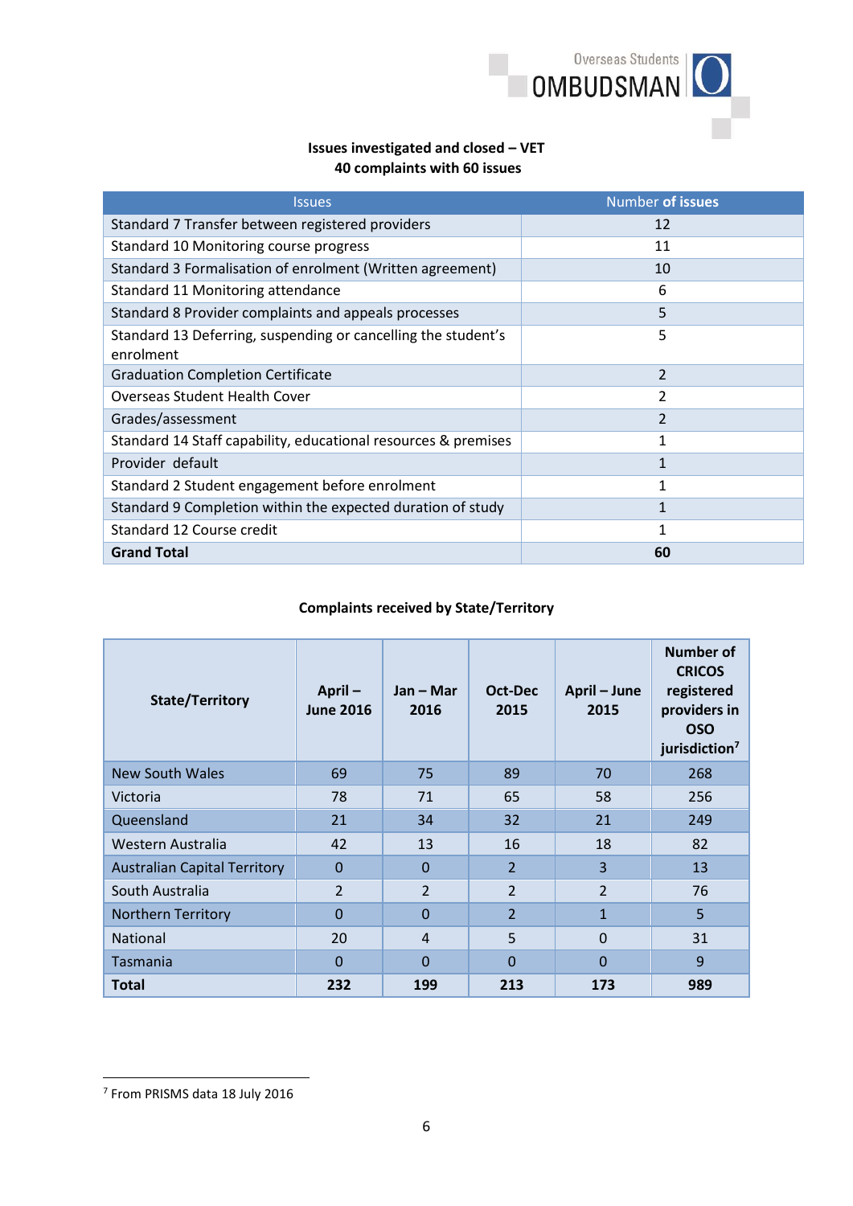**Issues investigated and closed – VET**
**40 complaints with 60 issues**

| Issues | Number of issues |
|---|---|
| Standard 7 Transfer between registered providers | 12 |
| Standard 10 Monitoring course progress | 11 |
| Standard 3 Formalisation of enrolment (Written agreement) | 10 |
| Standard 11 Monitoring attendance | 6 |
| Standard 8 Provider complaints and appeals processes | 5 |
| Standard 13 Deferring, suspending or cancelling the student's enrolment | 5 |
| Graduation Completion Certificate | 2 |
| Overseas Student Health Cover | 2 |
| Grades/assessment | 2 |
| Standard 14 Staff capability, educational resources & premises | 1 |
| Provider default | 1 |
| Standard 2 Student engagement before enrolment | 1 |
| Standard 9 Completion within the expected duration of study | 1 |
| Standard 12 Course credit | 1 |
| **Grand Total** | **60** |

**Complaints received by State/Territory**

| State/Territory | April – June 2016 | Jan – Mar 2016 | Oct-Dec 2015 | April – June 2015 | Number of CRICOS registered providers in OSO jurisdiction[7] |
|---|---|---|---|---|---|
| New South Wales | 69 | 75 | 89 | 70 | 268 |
| Victoria | 78 | 71 | 65 | 58 | 256 |
| Queensland | 21 | 34 | 32 | 21 | 249 |
| Western Australia | 42 | 13 | 16 | 18 | 82 |
| Australian Capital Territory | 0 | 0 | 2 | 3 | 13 |
| South Australia | 2 | 2 | 2 | 2 | 76 |
| Northern Territory | 0 | 0 | 2 | 1 | 5 |
| National | 20 | 4 | 5 | 0 | 31 |
| Tasmania | 0 | 0 | 0 | 0 | 9 |
| **Total** | **232** | **199** | **213** | **173** | **989** |

[7] From PRISMS data 18 July 2016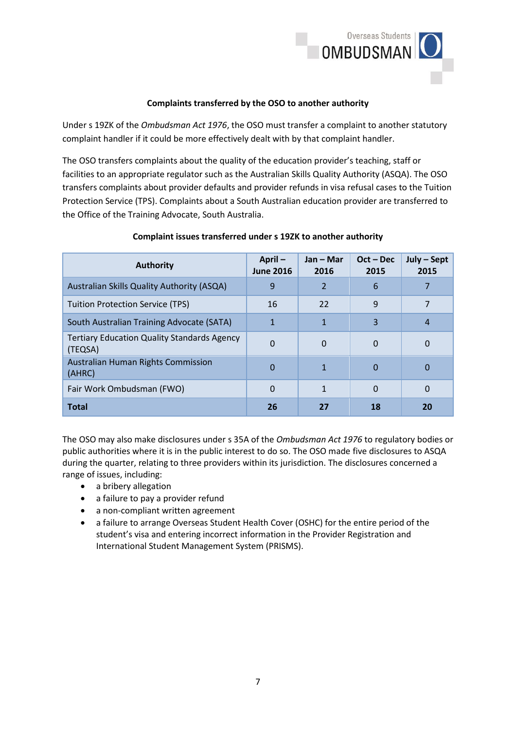### Complaints transferred by the OSO to another authority

Under s 19ZK of the *Ombudsman Act 1976*, the OSO must transfer a complaint to another statutory complaint handler if it could be more effectively dealt with by that complaint handler.

The OSO transfers complaints about the quality of the education provider's teaching, staff or facilities to an appropriate regulator such as the Australian Skills Quality Authority (ASQA). The OSO transfers complaints about provider defaults and provider refunds in visa refusal cases to the Tuition Protection Service (TPS). Complaints about a South Australian education provider are transferred to the Office of the Training Advocate, South Australia.

**Complaint issues transferred under s 19ZK to another authority**

| Authority | April – June 2016 | Jan – Mar 2016 | Oct – Dec 2015 | July – Sept 2015 |
|---|---|---|---|---|
| Australian Skills Quality Authority (ASQA) | 9 | 2 | 6 | 7 |
| Tuition Protection Service (TPS) | 16 | 22 | 9 | 7 |
| South Australian Training Advocate (SATA) | 1 | 1 | 3 | 4 |
| Tertiary Education Quality Standards Agency (TEQSA) | 0 | 0 | 0 | 0 |
| Australian Human Rights Commission (AHRC) | 0 | 1 | 0 | 0 |
| Fair Work Ombudsman (FWO) | 0 | 1 | 0 | 0 |
| **Total** | **26** | **27** | **18** | **20** |

The OSO may also make disclosures under s 35A of the *Ombudsman Act 1976* to regulatory bodies or public authorities where it is in the public interest to do so. The OSO made five disclosures to ASQA during the quarter, relating to three providers within its jurisdiction. The disclosures concerned a range of issues, including:

- a bribery allegation
- a failure to pay a provider refund
- a non-compliant written agreement
- a failure to arrange Overseas Student Health Cover (OSHC) for the entire period of the student's visa and entering incorrect information in the Provider Registration and International Student Management System (PRISMS).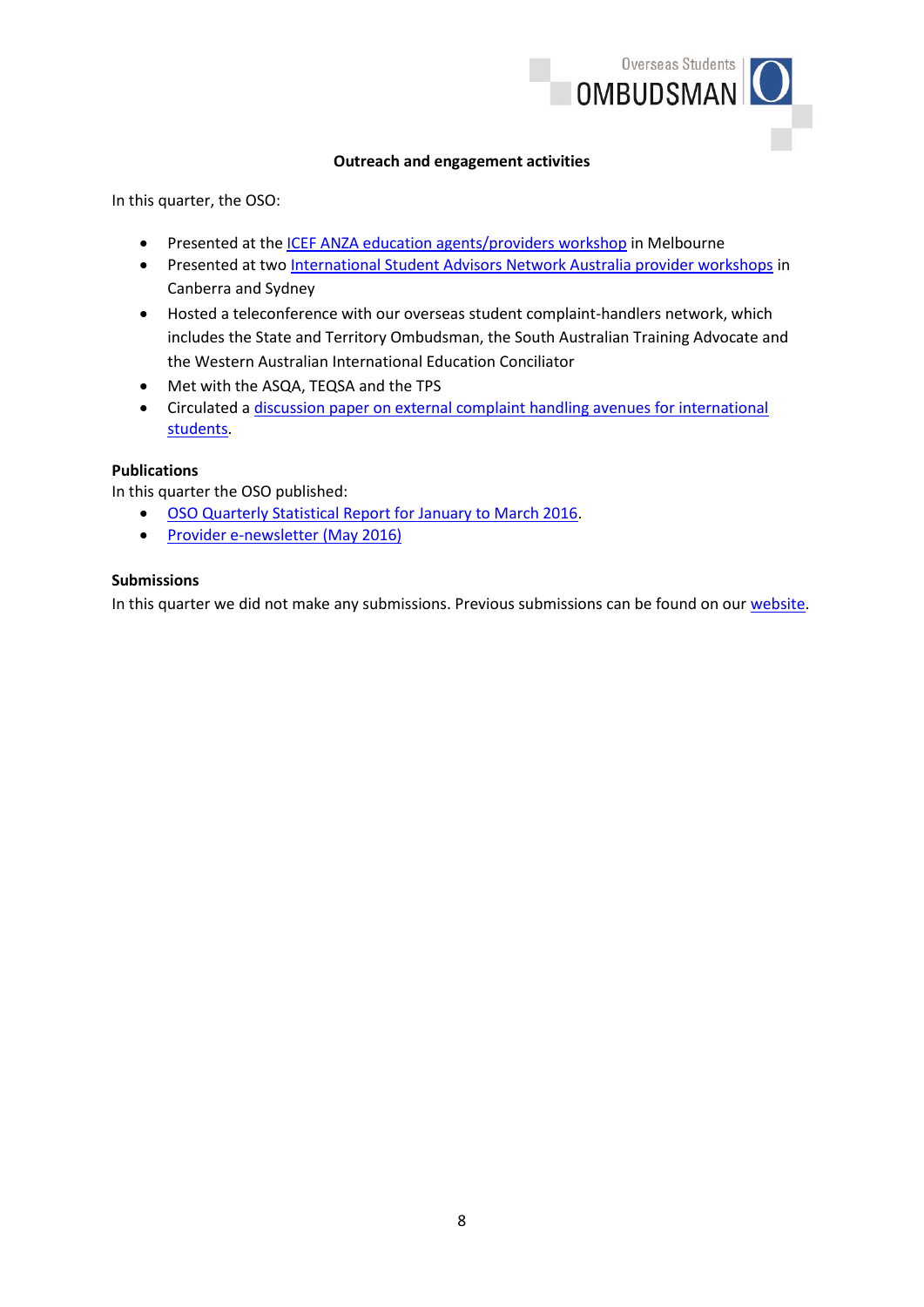## Outreach and engagement activities

In this quarter, the OSO:

- Presented at the ICEF ANZA education agents/providers workshop in Melbourne
- Presented at two International Student Advisors Network Australia provider workshops in Canberra and Sydney
- Hosted a teleconference with our overseas student complaint-handlers network, which includes the State and Territory Ombudsman, the South Australian Training Advocate and the Western Australian International Education Conciliator
- Met with the ASQA, TEQSA and the TPS
- Circulated a discussion paper on external complaint handling avenues for international students.

**Publications**

In this quarter the OSO published:

- OSO Quarterly Statistical Report for January to March 2016.
- Provider e-newsletter (May 2016)

**Submissions**

In this quarter we did not make any submissions. Previous submissions can be found on our website.